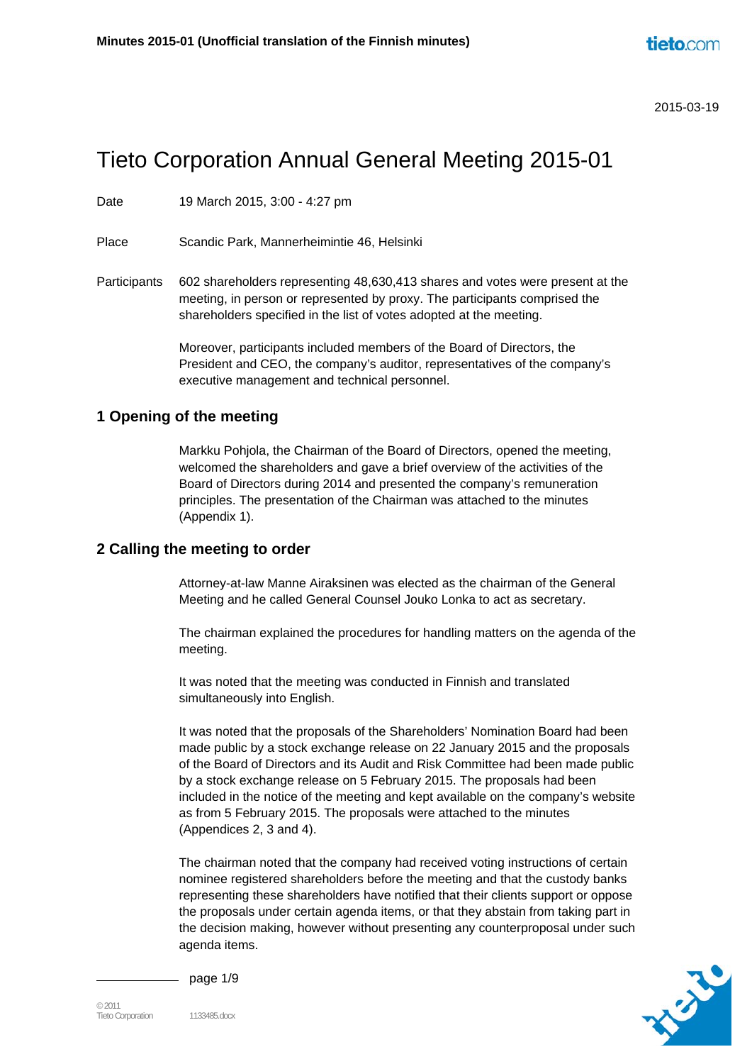2015-03-19

# Tieto Corporation Annual General Meeting 2015-01

Date 19 March 2015, 3:00 - 4:27 pm

Place Scandic Park, Mannerheimintie 46, Helsinki

Participants 602 shareholders representing 48,630,413 shares and votes were present at the meeting, in person or represented by proxy. The participants comprised the shareholders specified in the list of votes adopted at the meeting.

Moreover, participants included members of the Board of Directors, the President and CEO, the company's auditor, representatives of the company's executive management and technical personnel.

## 1 Opening of the meeting

Markku Pohjola, the Chairman of the Board of Directors, opened the meeting, welcomed the shareholders and gave a brief overview of the activities of the Board of Directors during 2014 and presented the company's remuneration principles. The presentation of the Chairman was attached to the minutes (Appendix 1).

## 2 Calling the meeting to order

Attorney-at-law Manne Airaksinen was elected as the chairman of the General Meeting and he called General Counsel Jouko Lonka to act as secretary.

The chairman explained the procedures for handling matters on the agenda of the meeting.

It was noted that the meeting was conducted in Finnish and translated simultaneously into English.

It was noted that the proposals of the Shareholders' Nomination Board had been made public by a stock exchange release on 22 January 2015 and the proposals of the Board of Directors and its Audit and Risk Committee had been made public by a stock exchange release on 5 February 2015. The proposals had been included in the notice of the meeting and kept available on the company's website as from 5 February 2015. The proposals were attached to the minutes (Appendices 2, 3 and 4).

The chairman noted that the company had received voting instructions of certain nominee registered shareholders before the meeting and that the custody banks representing these shareholders have notified that their clients support or oppose the proposals under certain agenda items, or that they abstain from taking part in the decision making, however without presenting any counterproposal under such agenda items.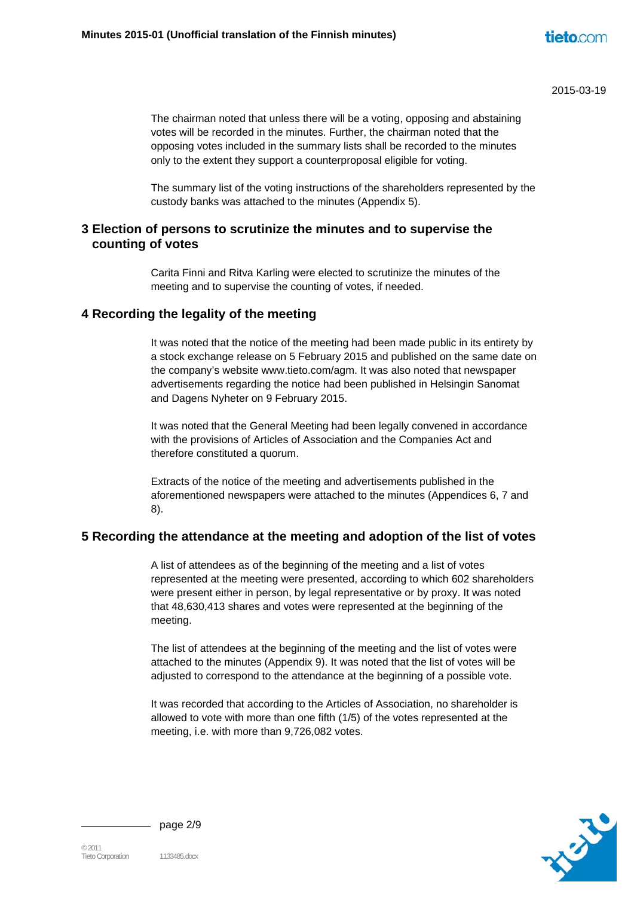The chairman noted that unless there will be a voting, opposing and abstaining votes will be recorded in the minutes. Further, the chairman noted that the opposing votes included in the summary lists shall be recorded to the minutes only to the extent they support a counterproposal eligible for voting.

The summary list of the voting instructions of the shareholders represented by the custody banks was attached to the minutes (Appendix 5).

## 3 Election of persons to scrutinize the minutes and to supervise the counting of votes

Carita Finni and Ritva Karling were elected to scrutinize the minutes of the meeting and to supervise the counting of votes, if needed.

## 4 Recording the legality of the meeting

It was noted that the notice of the meeting had been made public in its entirety by a stock exchange release on 5 February 2015 and published on the same date on the company's website www.tieto.com/agm. It was also noted that newspaper advertisements regarding the notice had been published in Helsingin Sanomat and Dagens Nyheter on 9 February 2015.

It was noted that the General Meeting had been legally convened in accordance with the provisions of Articles of Association and the Companies Act and therefore constituted a quorum.

Extracts of the notice of the meeting and advertisements published in the aforementioned newspapers were attached to the minutes (Appendices 6, 7 and 8).

## 5 Recording the attendance at the meeting and adoption of the list of votes

A list of attendees as of the beginning of the meeting and a list of votes represented at the meeting were presented, according to which 602 shareholders were present either in person, by legal representative or by proxy. It was noted that 48,630,413 shares and votes were represented at the beginning of the meeting.

The list of attendees at the beginning of the meeting and the list of votes were attached to the minutes (Appendix 9). It was noted that the list of votes will be adjusted to correspond to the attendance at the beginning of a possible vote.

It was recorded that according to the Articles of Association, no shareholder is allowed to vote with more than one fifth (1/5) of the votes represented at the meeting, i.e. with more than 9,726,082 votes.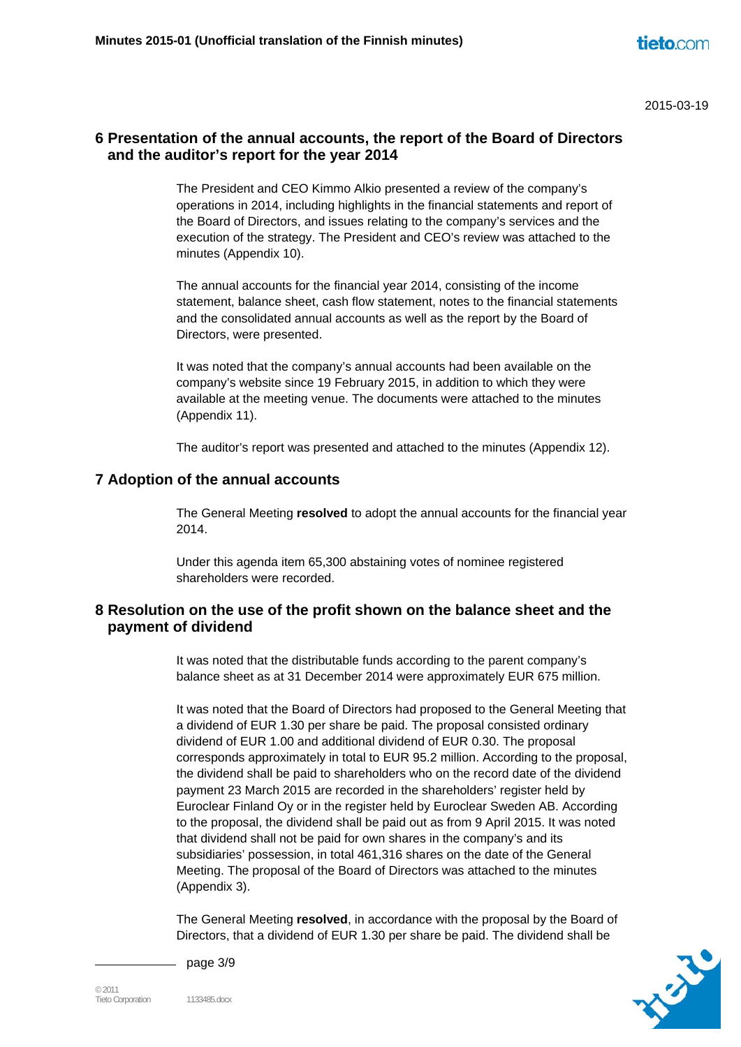2015-03-19

## 6 Presentation of the annual accounts, the report of the Board of Directors and the auditor's report for the year 2014

The President and CEO Kimmo Alkio presented a review of the company's operations in 2014, including highlights in the financial statements and report of the Board of Directors, and issues relating to the company's services and the execution of the strategy. The President and CEO's review was attached to the minutes (Appendix 10).

The annual accounts for the financial year 2014, consisting of the income statement, balance sheet, cash flow statement, notes to the financial statements and the consolidated annual accounts as well as the report by the Board of Directors, were presented.

It was noted that the company's annual accounts had been available on the company's website since 19 February 2015, in addition to which they were available at the meeting venue. The documents were attached to the minutes (Appendix 11).

The auditor's report was presented and attached to the minutes (Appendix 12).

## 7 Adoption of the annual accounts

The General Meeting **resolved** to adopt the annual accounts for the financial year 2014.

Under this agenda item 65,300 abstaining votes of nominee registered shareholders were recorded.

## 8 Resolution on the use of the profit shown on the balance sheet and the payment of dividend

It was noted that the distributable funds according to the parent company's balance sheet as at 31 December 2014 were approximately EUR 675 million.

It was noted that the Board of Directors had proposed to the General Meeting that a dividend of EUR 1.30 per share be paid. The proposal consisted ordinary dividend of EUR 1.00 and additional dividend of EUR 0.30. The proposal corresponds approximately in total to EUR 95.2 million. According to the proposal, the dividend shall be paid to shareholders who on the record date of the dividend payment 23 March 2015 are recorded in the shareholders' register held by Euroclear Finland Oy or in the register held by Euroclear Sweden AB. According to the proposal, the dividend shall be paid out as from 9 April 2015. It was noted that dividend shall not be paid for own shares in the company's and its subsidiaries' possession, in total 461,316 shares on the date of the General Meeting. The proposal of the Board of Directors was attached to the minutes (Appendix 3).

The General Meeting **resolved**, in accordance with the proposal by the Board of Directors, that a dividend of EUR 1.30 per share be paid. The dividend shall be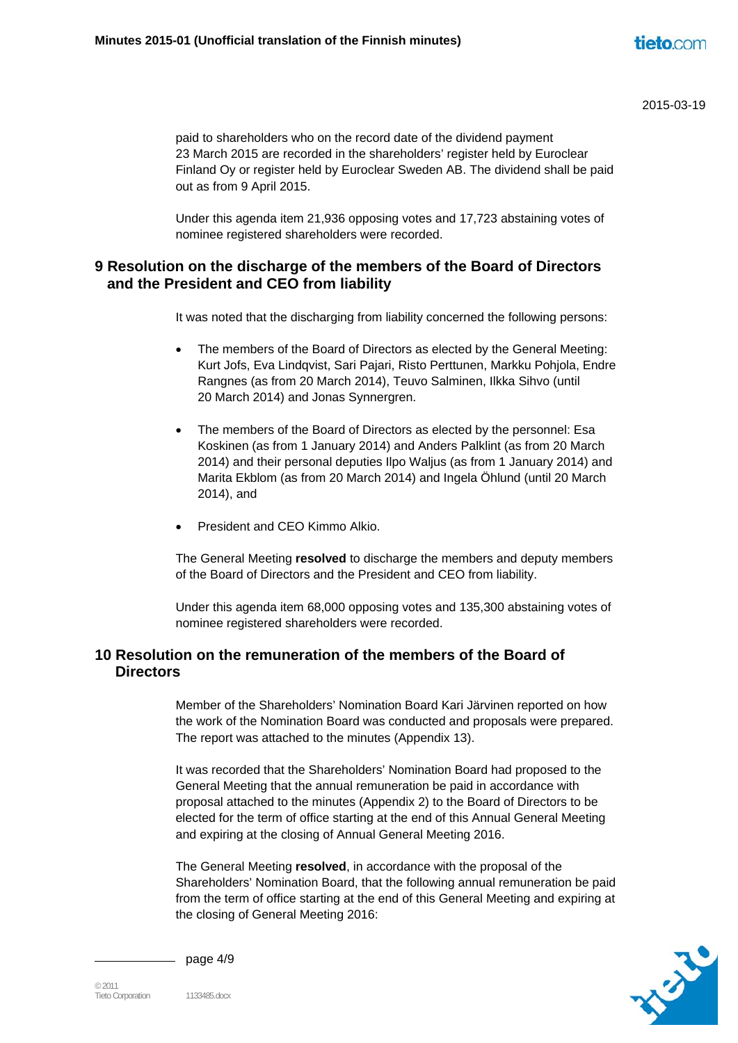paid to shareholders who on the record date of the dividend payment 23 March 2015 are recorded in the shareholders' register held by Euroclear Finland Oy or register held by Euroclear Sweden AB. The dividend shall be paid out as from 9 April 2015.

Under this agenda item 21,936 opposing votes and 17,723 abstaining votes of nominee registered shareholders were recorded.

## 9 Resolution on the discharge of the members of the Board of Directors and the President and CEO from liability

It was noted that the discharging from liability concerned the following persons:

- The members of the Board of Directors as elected by the General Meeting: Kurt Jofs, Eva Lindqvist, Sari Pajari, Risto Perttunen, Markku Pohjola, Endre Rangnes (as from 20 March 2014), Teuvo Salminen, Ilkka Sihvo (until 20 March 2014) and Jonas Synnergren.

- The members of the Board of Directors as elected by the personnel: Esa Koskinen (as from 1 January 2014) and Anders Palklint (as from 20 March 2014) and their personal deputies Ilpo Waljus (as from 1 January 2014) and Marita Ekblom (as from 20 March 2014) and Ingela Öhlund (until 20 March 2014), and

- President and CEO Kimmo Alkio.

The General Meeting **resolved** to discharge the members and deputy members of the Board of Directors and the President and CEO from liability.

Under this agenda item 68,000 opposing votes and 135,300 abstaining votes of nominee registered shareholders were recorded.

## 10 Resolution on the remuneration of the members of the Board of Directors

Member of the Shareholders' Nomination Board Kari Järvinen reported on how the work of the Nomination Board was conducted and proposals were prepared. The report was attached to the minutes (Appendix 13).

It was recorded that the Shareholders' Nomination Board had proposed to the General Meeting that the annual remuneration be paid in accordance with proposal attached to the minutes (Appendix 2) to the Board of Directors to be elected for the term of office starting at the end of this Annual General Meeting and expiring at the closing of Annual General Meeting 2016.

The General Meeting **resolved**, in accordance with the proposal of the Shareholders' Nomination Board, that the following annual remuneration be paid from the term of office starting at the end of this General Meeting and expiring at the closing of General Meeting 2016: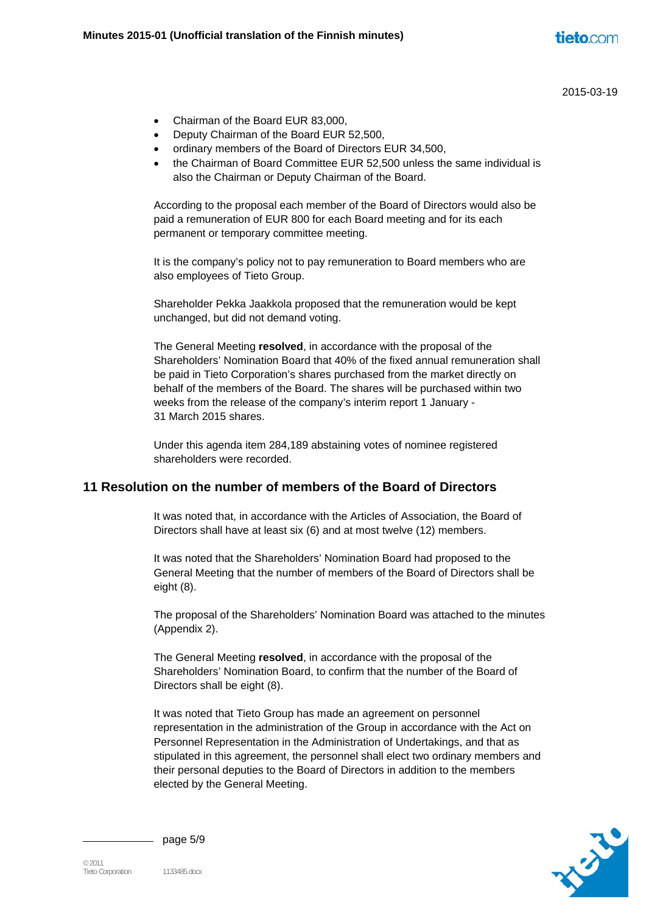- Chairman of the Board EUR 83,000,
- Deputy Chairman of the Board EUR 52,500,
- ordinary members of the Board of Directors EUR 34,500,
- the Chairman of Board Committee EUR 52,500 unless the same individual is also the Chairman or Deputy Chairman of the Board.

According to the proposal each member of the Board of Directors would also be paid a remuneration of EUR 800 for each Board meeting and for its each permanent or temporary committee meeting.

It is the company's policy not to pay remuneration to Board members who are also employees of Tieto Group.

Shareholder Pekka Jaakkola proposed that the remuneration would be kept unchanged, but did not demand voting.

The General Meeting **resolved**, in accordance with the proposal of the Shareholders' Nomination Board that 40% of the fixed annual remuneration shall be paid in Tieto Corporation's shares purchased from the market directly on behalf of the members of the Board. The shares will be purchased within two weeks from the release of the company's interim report 1 January - 31 March 2015 shares.

Under this agenda item 284,189 abstaining votes of nominee registered shareholders were recorded.

## 11 Resolution on the number of members of the Board of Directors

It was noted that, in accordance with the Articles of Association, the Board of Directors shall have at least six (6) and at most twelve (12) members.

It was noted that the Shareholders' Nomination Board had proposed to the General Meeting that the number of members of the Board of Directors shall be eight (8).

The proposal of the Shareholders' Nomination Board was attached to the minutes (Appendix 2).

The General Meeting **resolved**, in accordance with the proposal of the Shareholders' Nomination Board, to confirm that the number of the Board of Directors shall be eight (8).

It was noted that Tieto Group has made an agreement on personnel representation in the administration of the Group in accordance with the Act on Personnel Representation in the Administration of Undertakings, and that as stipulated in this agreement, the personnel shall elect two ordinary members and their personal deputies to the Board of Directors in addition to the members elected by the General Meeting.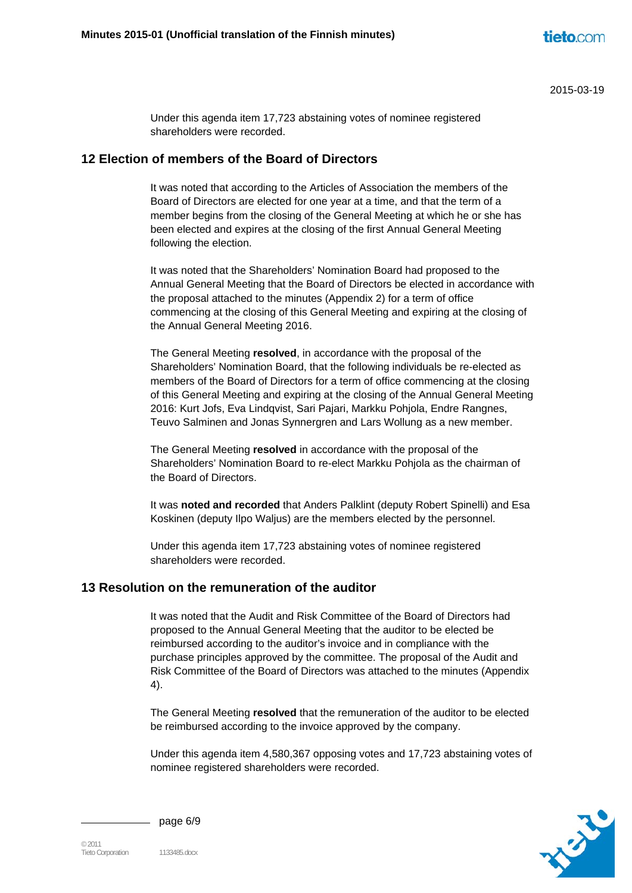Under this agenda item 17,723 abstaining votes of nominee registered shareholders were recorded.

## 12 Election of members of the Board of Directors

It was noted that according to the Articles of Association the members of the Board of Directors are elected for one year at a time, and that the term of a member begins from the closing of the General Meeting at which he or she has been elected and expires at the closing of the first Annual General Meeting following the election.

It was noted that the Shareholders' Nomination Board had proposed to the Annual General Meeting that the Board of Directors be elected in accordance with the proposal attached to the minutes (Appendix 2) for a term of office commencing at the closing of this General Meeting and expiring at the closing of the Annual General Meeting 2016.

The General Meeting **resolved**, in accordance with the proposal of the Shareholders' Nomination Board, that the following individuals be re-elected as members of the Board of Directors for a term of office commencing at the closing of this General Meeting and expiring at the closing of the Annual General Meeting 2016: Kurt Jofs, Eva Lindqvist, Sari Pajari, Markku Pohjola, Endre Rangnes, Teuvo Salminen and Jonas Synnergren and Lars Wollung as a new member.

The General Meeting **resolved** in accordance with the proposal of the Shareholders' Nomination Board to re-elect Markku Pohjola as the chairman of the Board of Directors.

It was **noted and recorded** that Anders Palklint (deputy Robert Spinelli) and Esa Koskinen (deputy Ilpo Waljus) are the members elected by the personnel.

Under this agenda item 17,723 abstaining votes of nominee registered shareholders were recorded.

## 13 Resolution on the remuneration of the auditor

It was noted that the Audit and Risk Committee of the Board of Directors had proposed to the Annual General Meeting that the auditor to be elected be reimbursed according to the auditor's invoice and in compliance with the purchase principles approved by the committee. The proposal of the Audit and Risk Committee of the Board of Directors was attached to the minutes (Appendix 4).

The General Meeting **resolved** that the remuneration of the auditor to be elected be reimbursed according to the invoice approved by the company.

Under this agenda item 4,580,367 opposing votes and 17,723 abstaining votes of nominee registered shareholders were recorded.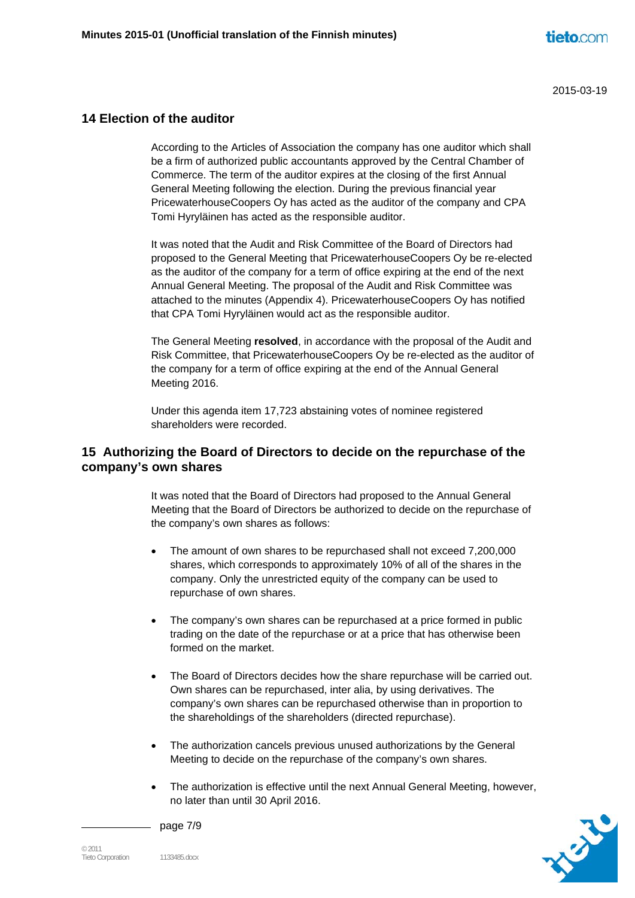2015-03-19

## 14 Election of the auditor

According to the Articles of Association the company has one auditor which shall be a firm of authorized public accountants approved by the Central Chamber of Commerce. The term of the auditor expires at the closing of the first Annual General Meeting following the election. During the previous financial year PricewaterhouseCoopers Oy has acted as the auditor of the company and CPA Tomi Hyryläinen has acted as the responsible auditor.

It was noted that the Audit and Risk Committee of the Board of Directors had proposed to the General Meeting that PricewaterhouseCoopers Oy be re-elected as the auditor of the company for a term of office expiring at the end of the next Annual General Meeting. The proposal of the Audit and Risk Committee was attached to the minutes (Appendix 4). PricewaterhouseCoopers Oy has notified that CPA Tomi Hyryläinen would act as the responsible auditor.

The General Meeting **resolved**, in accordance with the proposal of the Audit and Risk Committee, that PricewaterhouseCoopers Oy be re-elected as the auditor of the company for a term of office expiring at the end of the Annual General Meeting 2016.

Under this agenda item 17,723 abstaining votes of nominee registered shareholders were recorded.

## 15 Authorizing the Board of Directors to decide on the repurchase of the company's own shares

It was noted that the Board of Directors had proposed to the Annual General Meeting that the Board of Directors be authorized to decide on the repurchase of the company's own shares as follows:

- The amount of own shares to be repurchased shall not exceed 7,200,000 shares, which corresponds to approximately 10% of all of the shares in the company. Only the unrestricted equity of the company can be used to repurchase of own shares.

- The company's own shares can be repurchased at a price formed in public trading on the date of the repurchase or at a price that has otherwise been formed on the market.

- The Board of Directors decides how the share repurchase will be carried out. Own shares can be repurchased, inter alia, by using derivatives. The company's own shares can be repurchased otherwise than in proportion to the shareholdings of the shareholders (directed repurchase).

- The authorization cancels previous unused authorizations by the General Meeting to decide on the repurchase of the company's own shares.

- The authorization is effective until the next Annual General Meeting, however, no later than until 30 April 2016.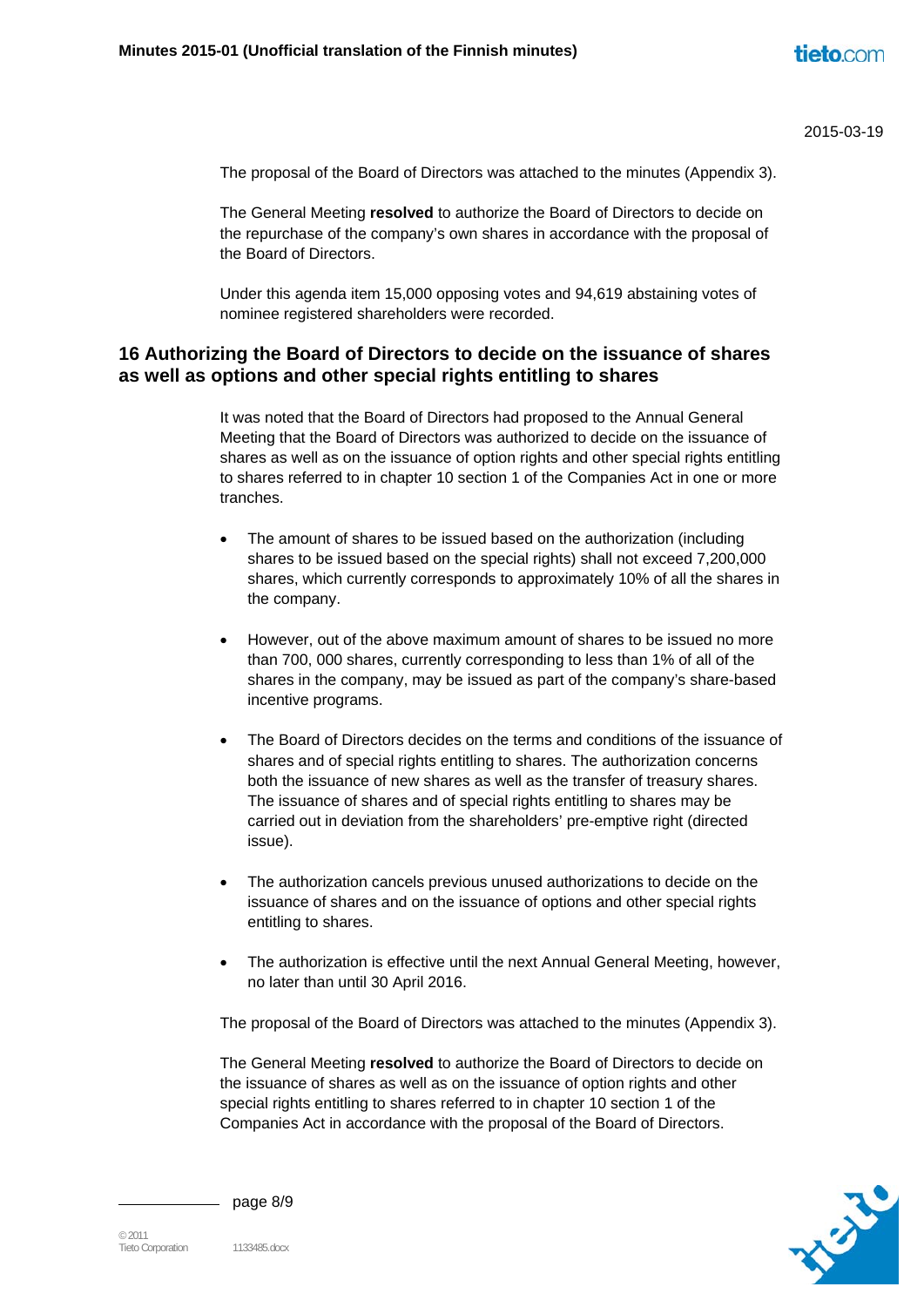The proposal of the Board of Directors was attached to the minutes (Appendix 3).

The General Meeting **resolved** to authorize the Board of Directors to decide on the repurchase of the company's own shares in accordance with the proposal of the Board of Directors.

Under this agenda item 15,000 opposing votes and 94,619 abstaining votes of nominee registered shareholders were recorded.

## 16 Authorizing the Board of Directors to decide on the issuance of shares as well as options and other special rights entitling to shares

It was noted that the Board of Directors had proposed to the Annual General Meeting that the Board of Directors was authorized to decide on the issuance of shares as well as on the issuance of option rights and other special rights entitling to shares referred to in chapter 10 section 1 of the Companies Act in one or more tranches.

- The amount of shares to be issued based on the authorization (including shares to be issued based on the special rights) shall not exceed 7,200,000 shares, which currently corresponds to approximately 10% of all the shares in the company.
- However, out of the above maximum amount of shares to be issued no more than 700, 000 shares, currently corresponding to less than 1% of all of the shares in the company, may be issued as part of the company's share-based incentive programs.
- The Board of Directors decides on the terms and conditions of the issuance of shares and of special rights entitling to shares. The authorization concerns both the issuance of new shares as well as the transfer of treasury shares. The issuance of shares and of special rights entitling to shares may be carried out in deviation from the shareholders' pre-emptive right (directed issue).
- The authorization cancels previous unused authorizations to decide on the issuance of shares and on the issuance of options and other special rights entitling to shares.
- The authorization is effective until the next Annual General Meeting, however, no later than until 30 April 2016.

The proposal of the Board of Directors was attached to the minutes (Appendix 3).

The General Meeting **resolved** to authorize the Board of Directors to decide on the issuance of shares as well as on the issuance of option rights and other special rights entitling to shares referred to in chapter 10 section 1 of the Companies Act in accordance with the proposal of the Board of Directors.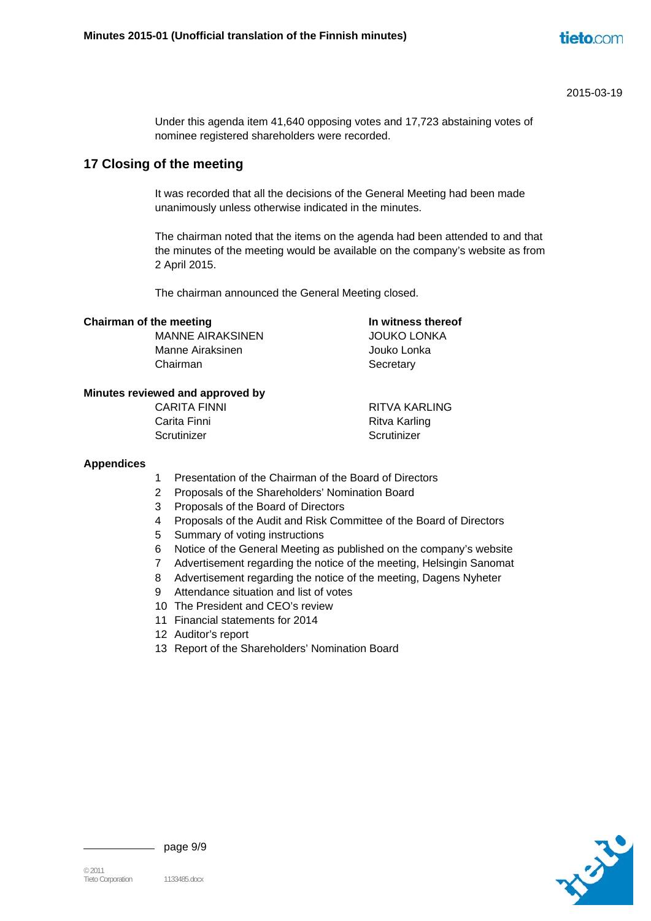Under this agenda item 41,640 opposing votes and 17,723 abstaining votes of nominee registered shareholders were recorded.

## 17 Closing of the meeting

It was recorded that all the decisions of the General Meeting had been made unanimously unless otherwise indicated in the minutes.

The chairman noted that the items on the agenda had been attended to and that the minutes of the meeting would be available on the company's website as from 2 April 2015.

The chairman announced the General Meeting closed.

**Chairman of the meeting**

MANNE AIRAKSINEN
Manne Airaksinen
Chairman

**In witness thereof**

JOUKO LONKA
Jouko Lonka
Secretary

**Minutes reviewed and approved by**

CARITA FINNI
Carita Finni
Scrutinizer

RITVA KARLING
Ritva Karling
Scrutinizer

**Appendices**

1. Presentation of the Chairman of the Board of Directors
2. Proposals of the Shareholders' Nomination Board
3. Proposals of the Board of Directors
4. Proposals of the Audit and Risk Committee of the Board of Directors
5. Summary of voting instructions
6. Notice of the General Meeting as published on the company's website
7. Advertisement regarding the notice of the meeting, Helsingin Sanomat
8. Advertisement regarding the notice of the meeting, Dagens Nyheter
9. Attendance situation and list of votes
10. The President and CEO's review
11. Financial statements for 2014
12. Auditor's report
13. Report of the Shareholders' Nomination Board